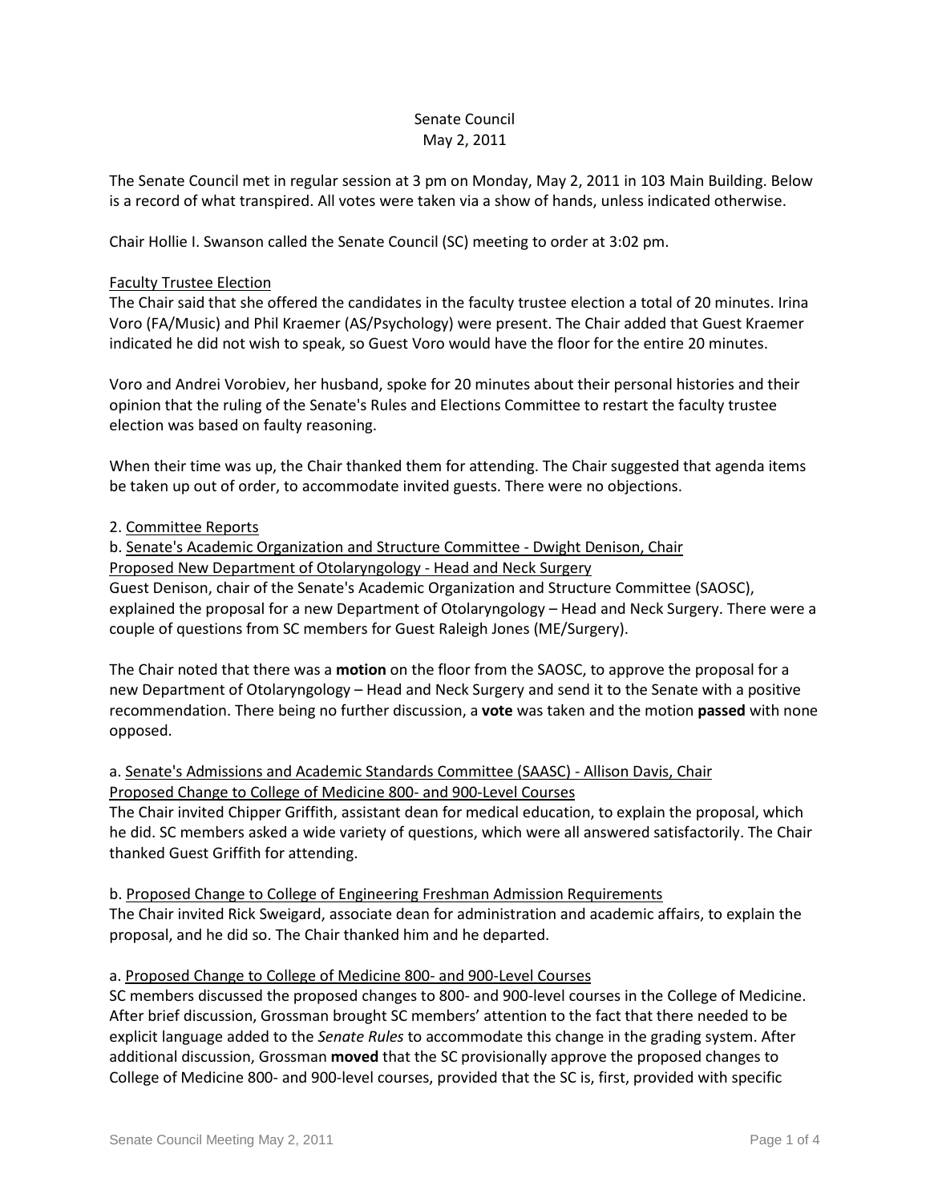# Senate Council
May 2, 2011

The Senate Council met in regular session at 3 pm on Monday, May 2, 2011 in 103 Main Building. Below is a record of what transpired. All votes were taken via a show of hands, unless indicated otherwise.

Chair Hollie I. Swanson called the Senate Council (SC) meeting to order at 3:02 pm.

Faculty Trustee Election

The Chair said that she offered the candidates in the faculty trustee election a total of 20 minutes. Irina Voro (FA/Music) and Phil Kraemer (AS/Psychology) were present. The Chair added that Guest Kraemer indicated he did not wish to speak, so Guest Voro would have the floor for the entire 20 minutes.

Voro and Andrei Vorobiev, her husband, spoke for 20 minutes about their personal histories and their opinion that the ruling of the Senate's Rules and Elections Committee to restart the faculty trustee election was based on faulty reasoning.

When their time was up, the Chair thanked them for attending. The Chair suggested that agenda items be taken up out of order, to accommodate invited guests. There were no objections.

2. Committee Reports

b. Senate's Academic Organization and Structure Committee - Dwight Denison, Chair

Proposed New Department of Otolaryngology - Head and Neck Surgery

Guest Denison, chair of the Senate's Academic Organization and Structure Committee (SAOSC), explained the proposal for a new Department of Otolaryngology – Head and Neck Surgery. There were a couple of questions from SC members for Guest Raleigh Jones (ME/Surgery).

The Chair noted that there was a **motion** on the floor from the SAOSC, to approve the proposal for a new Department of Otolaryngology – Head and Neck Surgery and send it to the Senate with a positive recommendation. There being no further discussion, a **vote** was taken and the motion **passed** with none opposed.

a. Senate's Admissions and Academic Standards Committee (SAASC) - Allison Davis, Chair

Proposed Change to College of Medicine 800- and 900-Level Courses

The Chair invited Chipper Griffith, assistant dean for medical education, to explain the proposal, which he did. SC members asked a wide variety of questions, which were all answered satisfactorily. The Chair thanked Guest Griffith for attending.

b. Proposed Change to College of Engineering Freshman Admission Requirements

The Chair invited Rick Sweigard, associate dean for administration and academic affairs, to explain the proposal, and he did so. The Chair thanked him and he departed.

a. Proposed Change to College of Medicine 800- and 900-Level Courses

SC members discussed the proposed changes to 800- and 900-level courses in the College of Medicine. After brief discussion, Grossman brought SC members' attention to the fact that there needed to be explicit language added to the *Senate Rules* to accommodate this change in the grading system. After additional discussion, Grossman **moved** that the SC provisionally approve the proposed changes to College of Medicine 800- and 900-level courses, provided that the SC is, first, provided with specific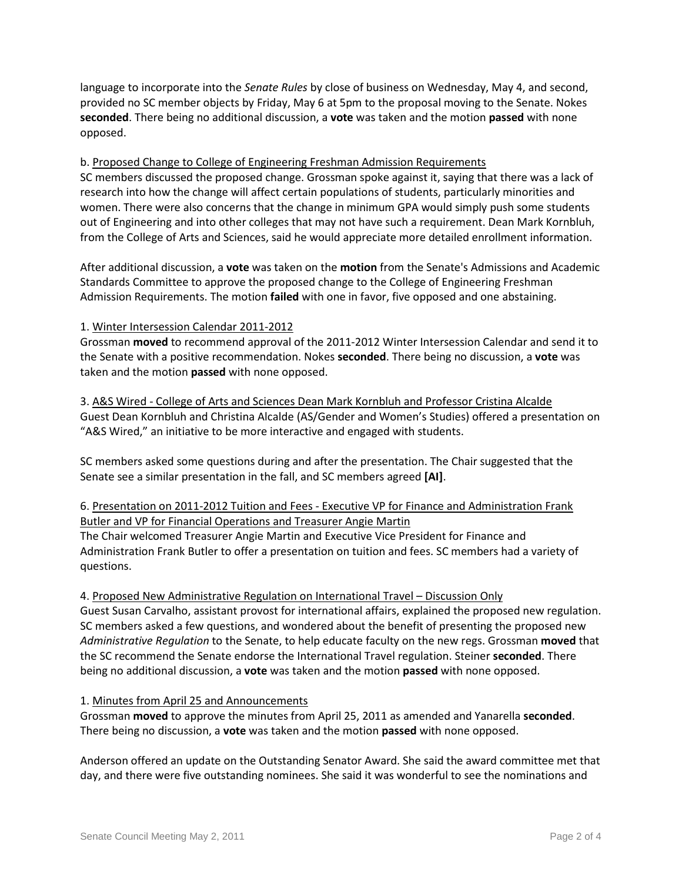language to incorporate into the *Senate Rules* by close of business on Wednesday, May 4, and second, provided no SC member objects by Friday, May 6 at 5pm to the proposal moving to the Senate. Nokes **seconded**. There being no additional discussion, a **vote** was taken and the motion **passed** with none opposed.

b. Proposed Change to College of Engineering Freshman Admission Requirements

SC members discussed the proposed change. Grossman spoke against it, saying that there was a lack of research into how the change will affect certain populations of students, particularly minorities and women. There were also concerns that the change in minimum GPA would simply push some students out of Engineering and into other colleges that may not have such a requirement. Dean Mark Kornbluh, from the College of Arts and Sciences, said he would appreciate more detailed enrollment information.

After additional discussion, a **vote** was taken on the **motion** from the Senate's Admissions and Academic Standards Committee to approve the proposed change to the College of Engineering Freshman Admission Requirements. The motion **failed** with one in favor, five opposed and one abstaining.

1. Winter Intersession Calendar 2011-2012

Grossman **moved** to recommend approval of the 2011-2012 Winter Intersession Calendar and send it to the Senate with a positive recommendation. Nokes **seconded**. There being no discussion, a **vote** was taken and the motion **passed** with none opposed.

3. A&S Wired - College of Arts and Sciences Dean Mark Kornbluh and Professor Cristina Alcalde

Guest Dean Kornbluh and Christina Alcalde (AS/Gender and Women's Studies) offered a presentation on "A&S Wired," an initiative to be more interactive and engaged with students.

SC members asked some questions during and after the presentation. The Chair suggested that the Senate see a similar presentation in the fall, and SC members agreed **[AI]**.

6. Presentation on 2011-2012 Tuition and Fees - Executive VP for Finance and Administration Frank Butler and VP for Financial Operations and Treasurer Angie Martin

The Chair welcomed Treasurer Angie Martin and Executive Vice President for Finance and Administration Frank Butler to offer a presentation on tuition and fees. SC members had a variety of questions.

4. Proposed New Administrative Regulation on International Travel – Discussion Only

Guest Susan Carvalho, assistant provost for international affairs, explained the proposed new regulation. SC members asked a few questions, and wondered about the benefit of presenting the proposed new *Administrative Regulation* to the Senate, to help educate faculty on the new regs. Grossman **moved** that the SC recommend the Senate endorse the International Travel regulation. Steiner **seconded**. There being no additional discussion, a **vote** was taken and the motion **passed** with none opposed.

1. Minutes from April 25 and Announcements

Grossman **moved** to approve the minutes from April 25, 2011 as amended and Yanarella **seconded**. There being no discussion, a **vote** was taken and the motion **passed** with none opposed.

Anderson offered an update on the Outstanding Senator Award. She said the award committee met that day, and there were five outstanding nominees. She said it was wonderful to see the nominations and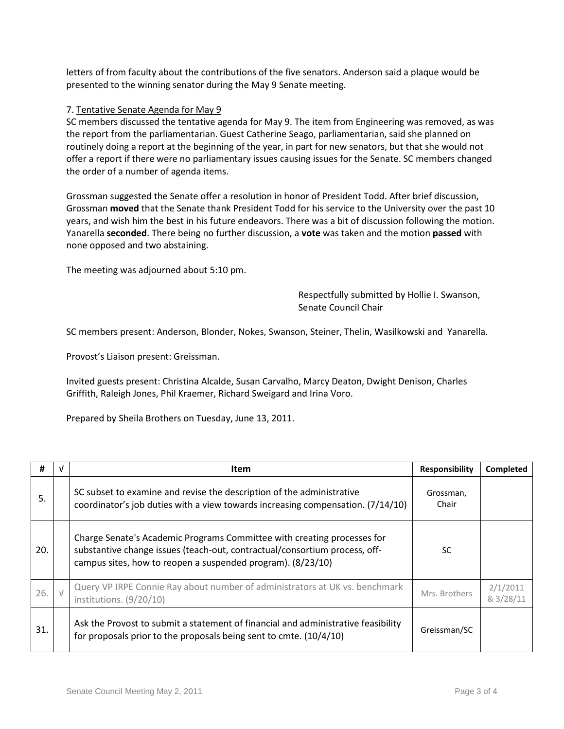letters of from faculty about the contributions of the five senators. Anderson said a plaque would be presented to the winning senator during the May 9 Senate meeting.

7. Tentative Senate Agenda for May 9

SC members discussed the tentative agenda for May 9. The item from Engineering was removed, as was the report from the parliamentarian. Guest Catherine Seago, parliamentarian, said she planned on routinely doing a report at the beginning of the year, in part for new senators, but that she would not offer a report if there were no parliamentary issues causing issues for the Senate. SC members changed the order of a number of agenda items.

Grossman suggested the Senate offer a resolution in honor of President Todd. After brief discussion, Grossman **moved** that the Senate thank President Todd for his service to the University over the past 10 years, and wish him the best in his future endeavors. There was a bit of discussion following the motion. Yanarella **seconded**. There being no further discussion, a **vote** was taken and the motion **passed** with none opposed and two abstaining.

The meeting was adjourned about 5:10 pm.

Respectfully submitted by Hollie I. Swanson,
Senate Council Chair

SC members present: Anderson, Blonder, Nokes, Swanson, Steiner, Thelin, Wasilkowski and Yanarella.

Provost's Liaison present: Greissman.

Invited guests present: Christina Alcalde, Susan Carvalho, Marcy Deaton, Dwight Denison, Charles Griffith, Raleigh Jones, Phil Kraemer, Richard Sweigard and Irina Voro.

Prepared by Sheila Brothers on Tuesday, June 13, 2011.

| # | √ | Item | Responsibility | Completed |
|---|---|---|---|---|
| 5. | | SC subset to examine and revise the description of the administrative coordinator's job duties with a view towards increasing compensation. (7/14/10) | Grossman, Chair | |
| 20. | | Charge Senate's Academic Programs Committee with creating processes for substantive change issues (teach-out, contractual/consortium process, off-campus sites, how to reopen a suspended program). (8/23/10) | SC | |
| 26. | √ | Query VP IRPE Connie Ray about number of administrators at UK vs. benchmark institutions. (9/20/10) | Mrs. Brothers | 2/1/2011 & 3/28/11 |
| 31. | | Ask the Provost to submit a statement of financial and administrative feasibility for proposals prior to the proposals being sent to cmte. (10/4/10) | Greissman/SC | |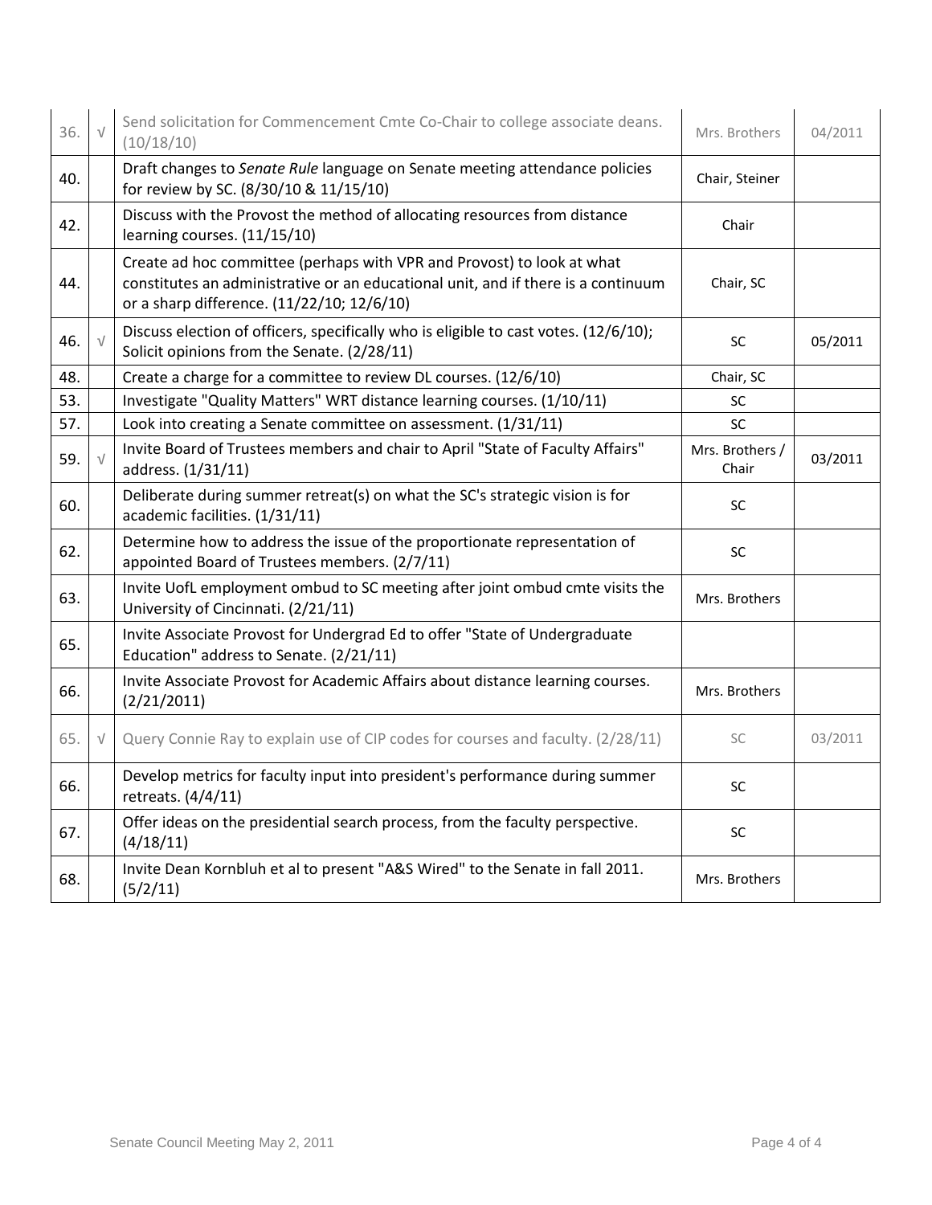| | | | | |
|---|---|---|---|---|
| 36. | √ | Send solicitation for Commencement Cmte Co-Chair to college associate deans. (10/18/10) | Mrs. Brothers | 04/2011 |
| 40. | | Draft changes to *Senate Rule* language on Senate meeting attendance policies for review by SC. (8/30/10 & 11/15/10) | Chair, Steiner | |
| 42. | | Discuss with the Provost the method of allocating resources from distance learning courses. (11/15/10) | Chair | |
| 44. | | Create ad hoc committee (perhaps with VPR and Provost) to look at what constitutes an administrative or an educational unit, and if there is a continuum or a sharp difference. (11/22/10; 12/6/10) | Chair, SC | |
| 46. | √ | Discuss election of officers, specifically who is eligible to cast votes. (12/6/10); Solicit opinions from the Senate. (2/28/11) | SC | 05/2011 |
| 48. | | Create a charge for a committee to review DL courses. (12/6/10) | Chair, SC | |
| 53. | | Investigate "Quality Matters" WRT distance learning courses. (1/10/11) | SC | |
| 57. | | Look into creating a Senate committee on assessment. (1/31/11) | SC | |
| 59. | √ | Invite Board of Trustees members and chair to April "State of Faculty Affairs" address. (1/31/11) | Mrs. Brothers / Chair | 03/2011 |
| 60. | | Deliberate during summer retreat(s) on what the SC's strategic vision is for academic facilities. (1/31/11) | SC | |
| 62. | | Determine how to address the issue of the proportionate representation of appointed Board of Trustees members. (2/7/11) | SC | |
| 63. | | Invite UofL employment ombud to SC meeting after joint ombud cmte visits the University of Cincinnati. (2/21/11) | Mrs. Brothers | |
| 65. | | Invite Associate Provost for Undergrad Ed to offer "State of Undergraduate Education" address to Senate. (2/21/11) | | |
| 66. | | Invite Associate Provost for Academic Affairs about distance learning courses. (2/21/2011) | Mrs. Brothers | |
| 65. | √ | Query Connie Ray to explain use of CIP codes for courses and faculty. (2/28/11) | SC | 03/2011 |
| 66. | | Develop metrics for faculty input into president's performance during summer retreats. (4/4/11) | SC | |
| 67. | | Offer ideas on the presidential search process, from the faculty perspective. (4/18/11) | SC | |
| 68. | | Invite Dean Kornbluh et al to present "A&S Wired" to the Senate in fall 2011. (5/2/11) | Mrs. Brothers | |